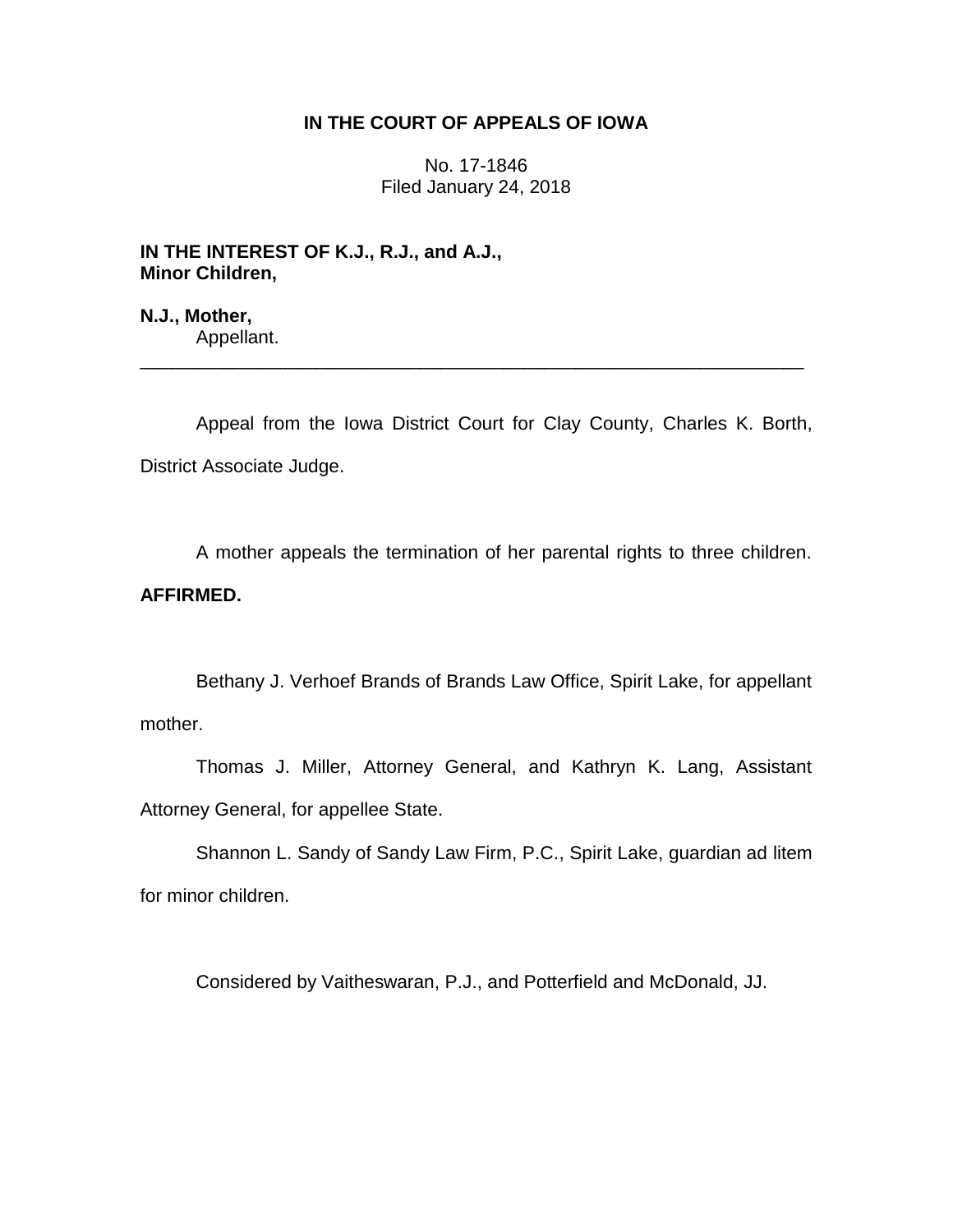**IN THE COURT OF APPEALS OF IOWA**

No. 17-1846
Filed January 24, 2018

**IN THE INTEREST OF K.J., R.J., and A.J.,
Minor Children,**

**N.J., Mother,**
Appellant.

---

Appeal from the Iowa District Court for Clay County, Charles K. Borth, District Associate Judge.

A mother appeals the termination of her parental rights to three children. **AFFIRMED.**

Bethany J. Verhoef Brands of Brands Law Office, Spirit Lake, for appellant mother.

Thomas J. Miller, Attorney General, and Kathryn K. Lang, Assistant Attorney General, for appellee State.

Shannon L. Sandy of Sandy Law Firm, P.C., Spirit Lake, guardian ad litem for minor children.

Considered by Vaitheswaran, P.J., and Potterfield and McDonald, JJ.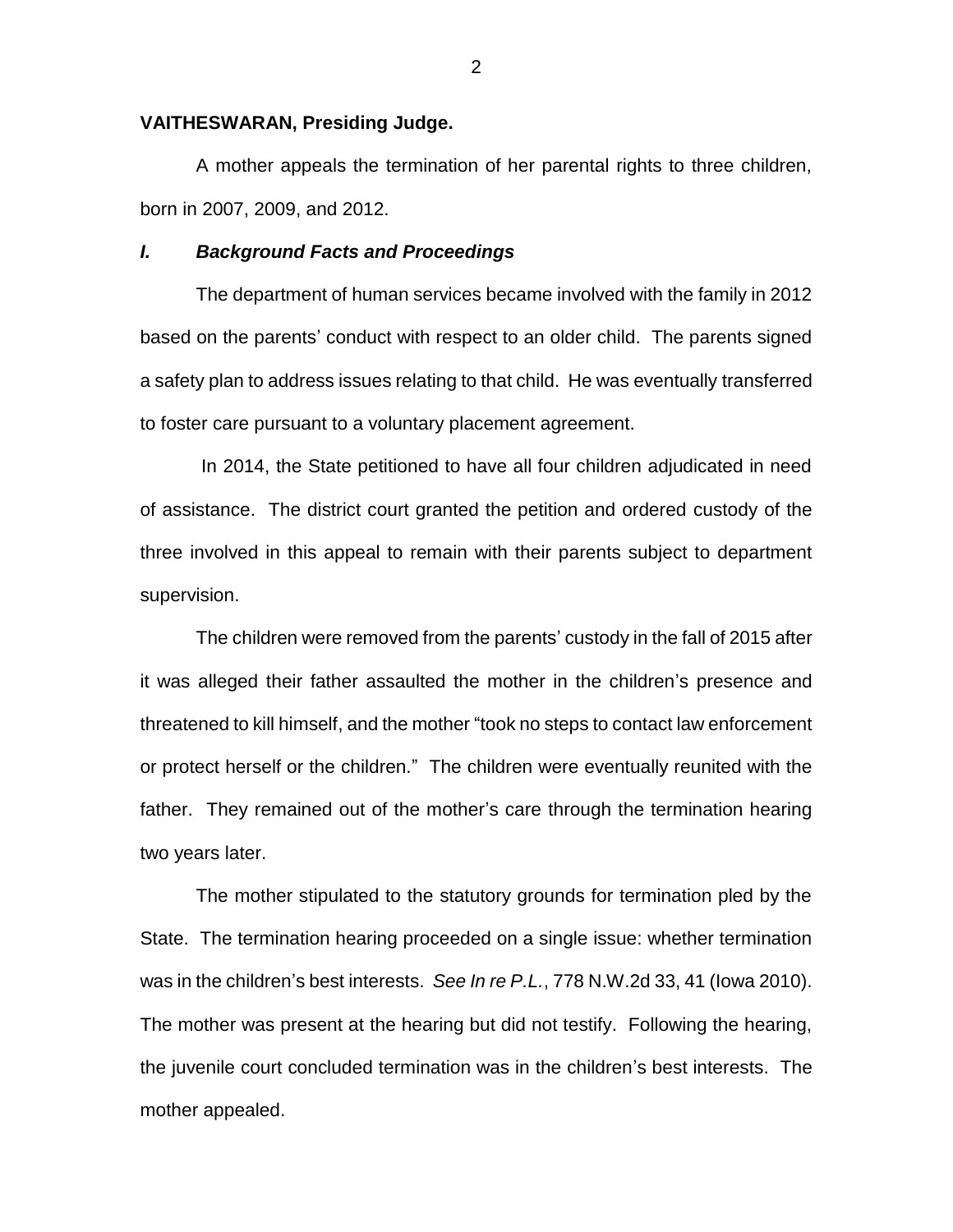**VAITHESWARAN, Presiding Judge.**

A mother appeals the termination of her parental rights to three children, born in 2007, 2009, and 2012.

## *I. Background Facts and Proceedings*

The department of human services became involved with the family in 2012 based on the parents' conduct with respect to an older child. The parents signed a safety plan to address issues relating to that child. He was eventually transferred to foster care pursuant to a voluntary placement agreement.

In 2014, the State petitioned to have all four children adjudicated in need of assistance. The district court granted the petition and ordered custody of the three involved in this appeal to remain with their parents subject to department supervision.

The children were removed from the parents' custody in the fall of 2015 after it was alleged their father assaulted the mother in the children's presence and threatened to kill himself, and the mother "took no steps to contact law enforcement or protect herself or the children." The children were eventually reunited with the father. They remained out of the mother's care through the termination hearing two years later.

The mother stipulated to the statutory grounds for termination pled by the State. The termination hearing proceeded on a single issue: whether termination was in the children's best interests. *See In re P.L.*, 778 N.W.2d 33, 41 (Iowa 2010). The mother was present at the hearing but did not testify. Following the hearing, the juvenile court concluded termination was in the children's best interests. The mother appealed.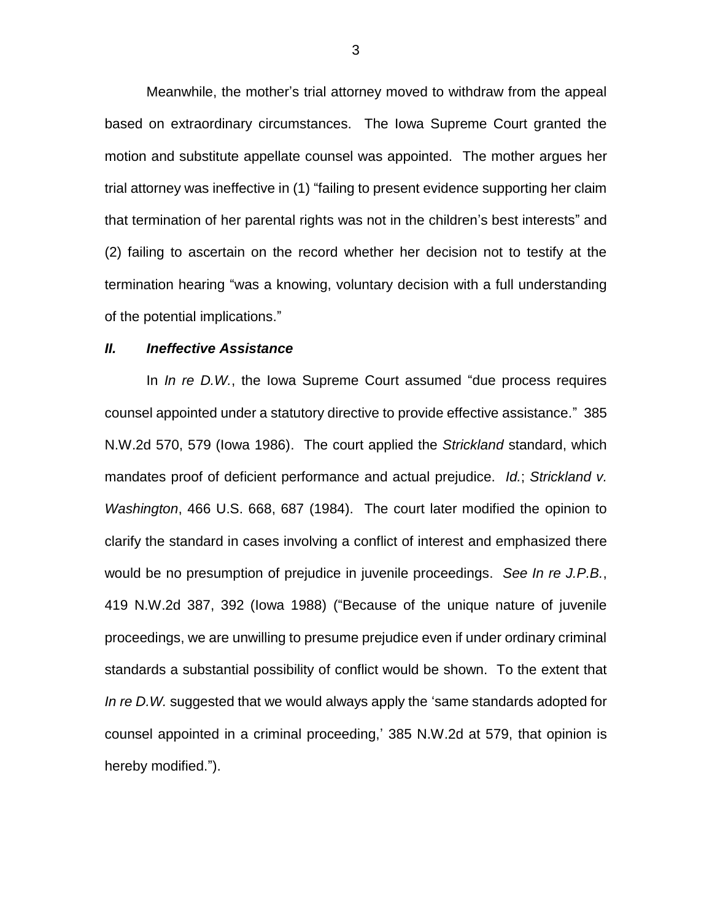Meanwhile, the mother's trial attorney moved to withdraw from the appeal based on extraordinary circumstances. The Iowa Supreme Court granted the motion and substitute appellate counsel was appointed. The mother argues her trial attorney was ineffective in (1) "failing to present evidence supporting her claim that termination of her parental rights was not in the children's best interests" and (2) failing to ascertain on the record whether her decision not to testify at the termination hearing "was a knowing, voluntary decision with a full understanding of the potential implications."

### *II. Ineffective Assistance*

In *In re D.W.*, the Iowa Supreme Court assumed "due process requires counsel appointed under a statutory directive to provide effective assistance." 385 N.W.2d 570, 579 (Iowa 1986). The court applied the *Strickland* standard, which mandates proof of deficient performance and actual prejudice. *Id.*; *Strickland v. Washington*, 466 U.S. 668, 687 (1984). The court later modified the opinion to clarify the standard in cases involving a conflict of interest and emphasized there would be no presumption of prejudice in juvenile proceedings. *See In re J.P.B.*, 419 N.W.2d 387, 392 (Iowa 1988) ("Because of the unique nature of juvenile proceedings, we are unwilling to presume prejudice even if under ordinary criminal standards a substantial possibility of conflict would be shown. To the extent that *In re D.W.* suggested that we would always apply the 'same standards adopted for counsel appointed in a criminal proceeding,' 385 N.W.2d at 579, that opinion is hereby modified.").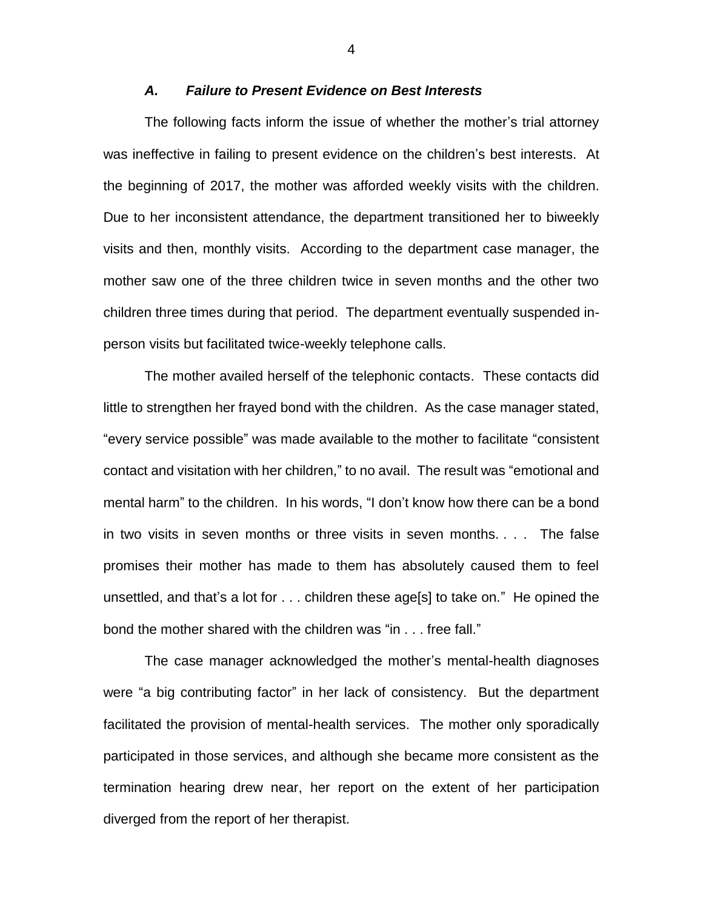### *A. Failure to Present Evidence on Best Interests*

The following facts inform the issue of whether the mother's trial attorney was ineffective in failing to present evidence on the children's best interests. At the beginning of 2017, the mother was afforded weekly visits with the children. Due to her inconsistent attendance, the department transitioned her to biweekly visits and then, monthly visits. According to the department case manager, the mother saw one of the three children twice in seven months and the other two children three times during that period. The department eventually suspended in-person visits but facilitated twice-weekly telephone calls.

The mother availed herself of the telephonic contacts. These contacts did little to strengthen her frayed bond with the children. As the case manager stated, "every service possible" was made available to the mother to facilitate "consistent contact and visitation with her children," to no avail. The result was "emotional and mental harm" to the children. In his words, "I don't know how there can be a bond in two visits in seven months or three visits in seven months. . . . The false promises their mother has made to them has absolutely caused them to feel unsettled, and that's a lot for . . . children these age[s] to take on." He opined the bond the mother shared with the children was "in . . . free fall."

The case manager acknowledged the mother's mental-health diagnoses were "a big contributing factor" in her lack of consistency. But the department facilitated the provision of mental-health services. The mother only sporadically participated in those services, and although she became more consistent as the termination hearing drew near, her report on the extent of her participation diverged from the report of her therapist.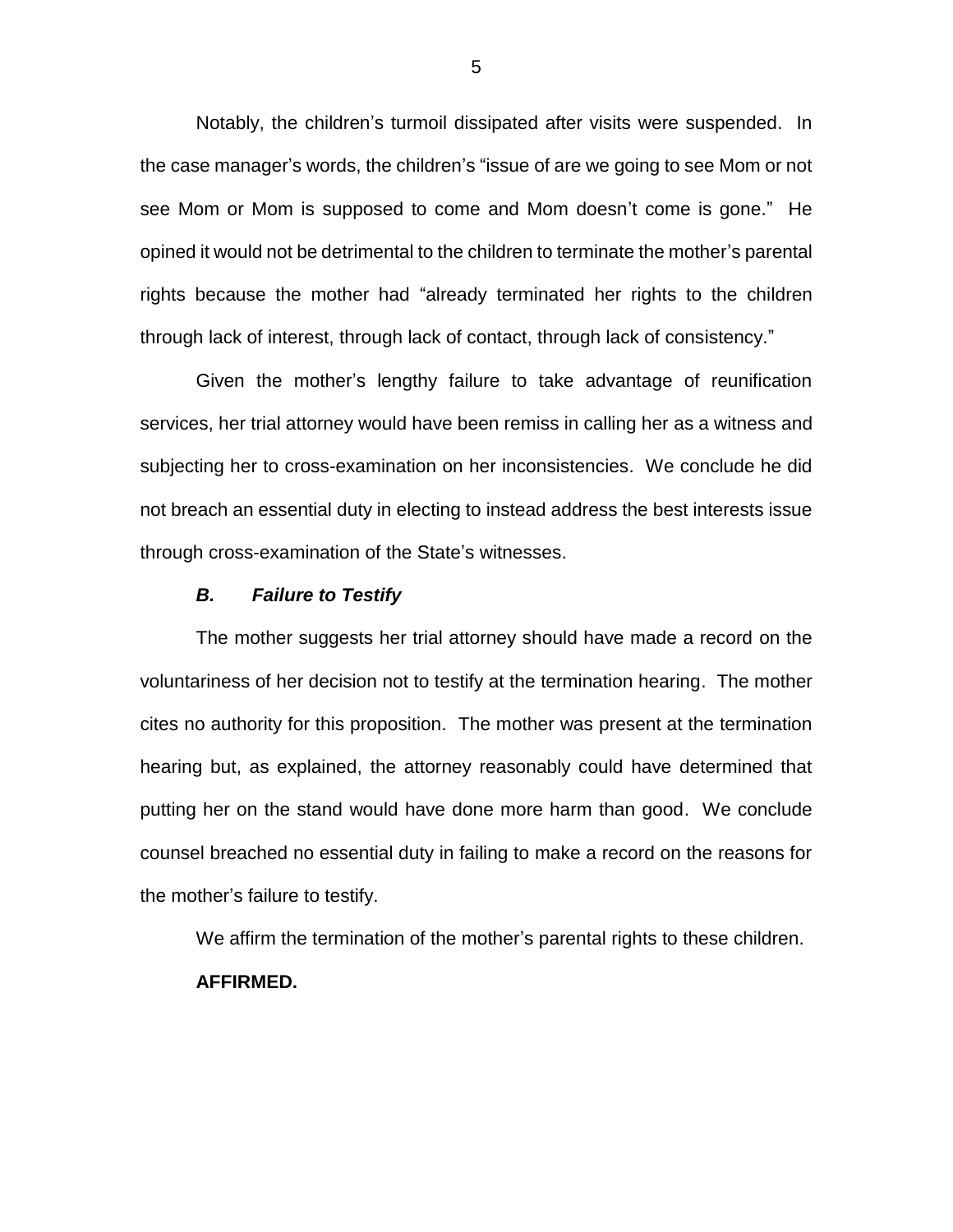Notably, the children's turmoil dissipated after visits were suspended. In the case manager's words, the children's "issue of are we going to see Mom or not see Mom or Mom is supposed to come and Mom doesn't come is gone." He opined it would not be detrimental to the children to terminate the mother's parental rights because the mother had "already terminated her rights to the children through lack of interest, through lack of contact, through lack of consistency."

Given the mother's lengthy failure to take advantage of reunification services, her trial attorney would have been remiss in calling her as a witness and subjecting her to cross-examination on her inconsistencies. We conclude he did not breach an essential duty in electing to instead address the best interests issue through cross-examination of the State's witnesses.

### ***B. Failure to Testify***

The mother suggests her trial attorney should have made a record on the voluntariness of her decision not to testify at the termination hearing. The mother cites no authority for this proposition. The mother was present at the termination hearing but, as explained, the attorney reasonably could have determined that putting her on the stand would have done more harm than good. We conclude counsel breached no essential duty in failing to make a record on the reasons for the mother's failure to testify.

We affirm the termination of the mother's parental rights to these children.

**AFFIRMED.**